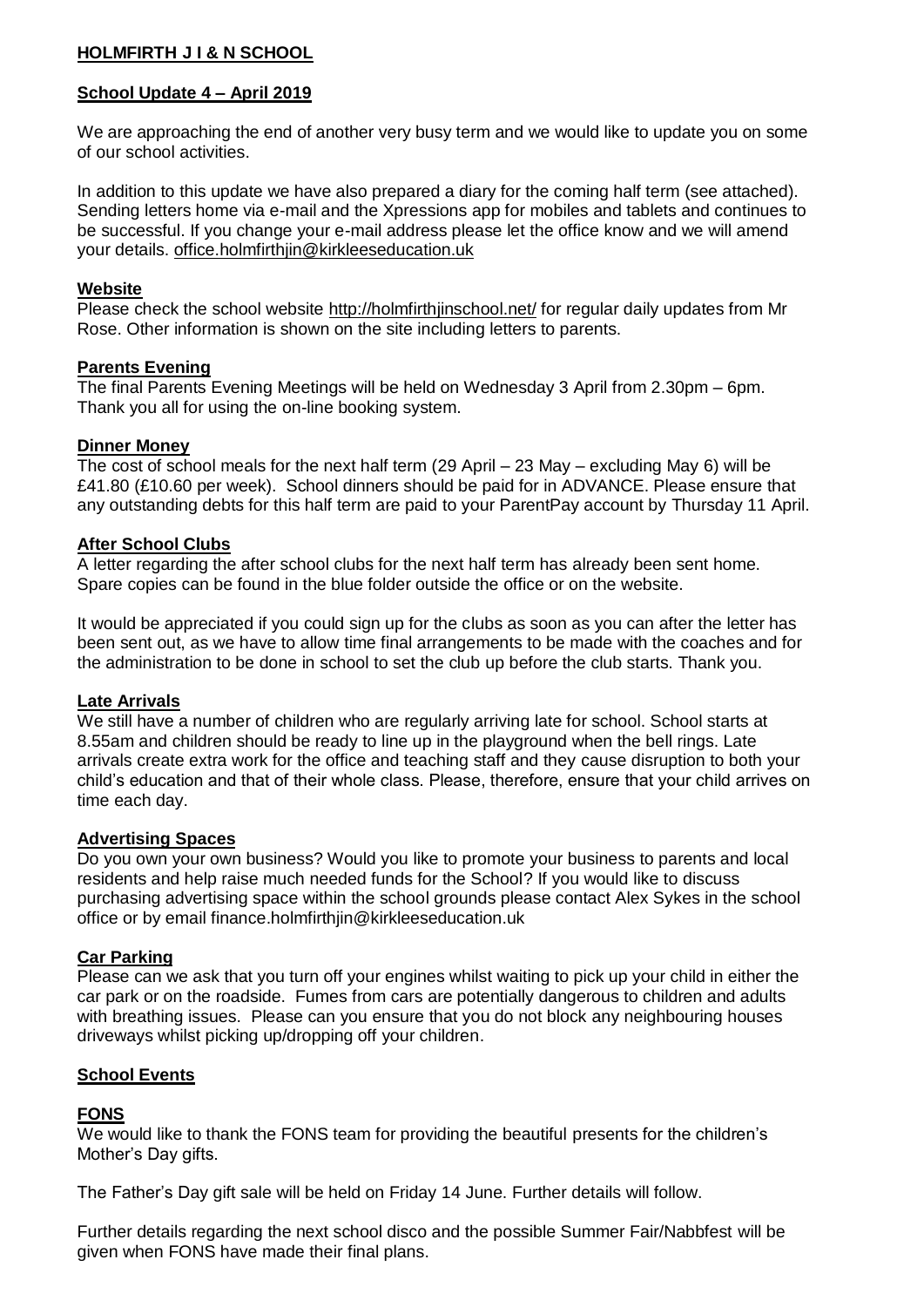**HOLMFIRTH J I & N SCHOOL**

**School Update 4 – April 2019**

We are approaching the end of another very busy term and we would like to update you on some of our school activities.

In addition to this update we have also prepared a diary for the coming half term (see attached). Sending letters home via e-mail and the Xpressions app for mobiles and tablets and continues to be successful. If you change your e-mail address please let the office know and we will amend your details. office.holmfirthjin@kirkleeseducation.uk

## Website

Please check the school website http://holmfirthjinschool.net/ for regular daily updates from Mr Rose. Other information is shown on the site including letters to parents.

## Parents Evening

The final Parents Evening Meetings will be held on Wednesday 3 April from 2.30pm – 6pm. Thank you all for using the on-line booking system.

## Dinner Money

The cost of school meals for the next half term (29 April – 23 May – excluding May 6) will be £41.80 (£10.60 per week). School dinners should be paid for in ADVANCE. Please ensure that any outstanding debts for this half term are paid to your ParentPay account by Thursday 11 April.

## After School Clubs

A letter regarding the after school clubs for the next half term has already been sent home. Spare copies can be found in the blue folder outside the office or on the website.

It would be appreciated if you could sign up for the clubs as soon as you can after the letter has been sent out, as we have to allow time final arrangements to be made with the coaches and for the administration to be done in school to set the club up before the club starts. Thank you.

## Late Arrivals

We still have a number of children who are regularly arriving late for school. School starts at 8.55am and children should be ready to line up in the playground when the bell rings. Late arrivals create extra work for the office and teaching staff and they cause disruption to both your child's education and that of their whole class. Please, therefore, ensure that your child arrives on time each day.

## Advertising Spaces

Do you own your own business? Would you like to promote your business to parents and local residents and help raise much needed funds for the School? If you would like to discuss purchasing advertising space within the school grounds please contact Alex Sykes in the school office or by email finance.holmfirthjin@kirkleeseducation.uk

## Car Parking

Please can we ask that you turn off your engines whilst waiting to pick up your child in either the car park or on the roadside. Fumes from cars are potentially dangerous to children and adults with breathing issues. Please can you ensure that you do not block any neighbouring houses driveways whilst picking up/dropping off your children.

## School Events

### FONS

We would like to thank the FONS team for providing the beautiful presents for the children's Mother's Day gifts.

The Father's Day gift sale will be held on Friday 14 June. Further details will follow.

Further details regarding the next school disco and the possible Summer Fair/Nabbfest will be given when FONS have made their final plans.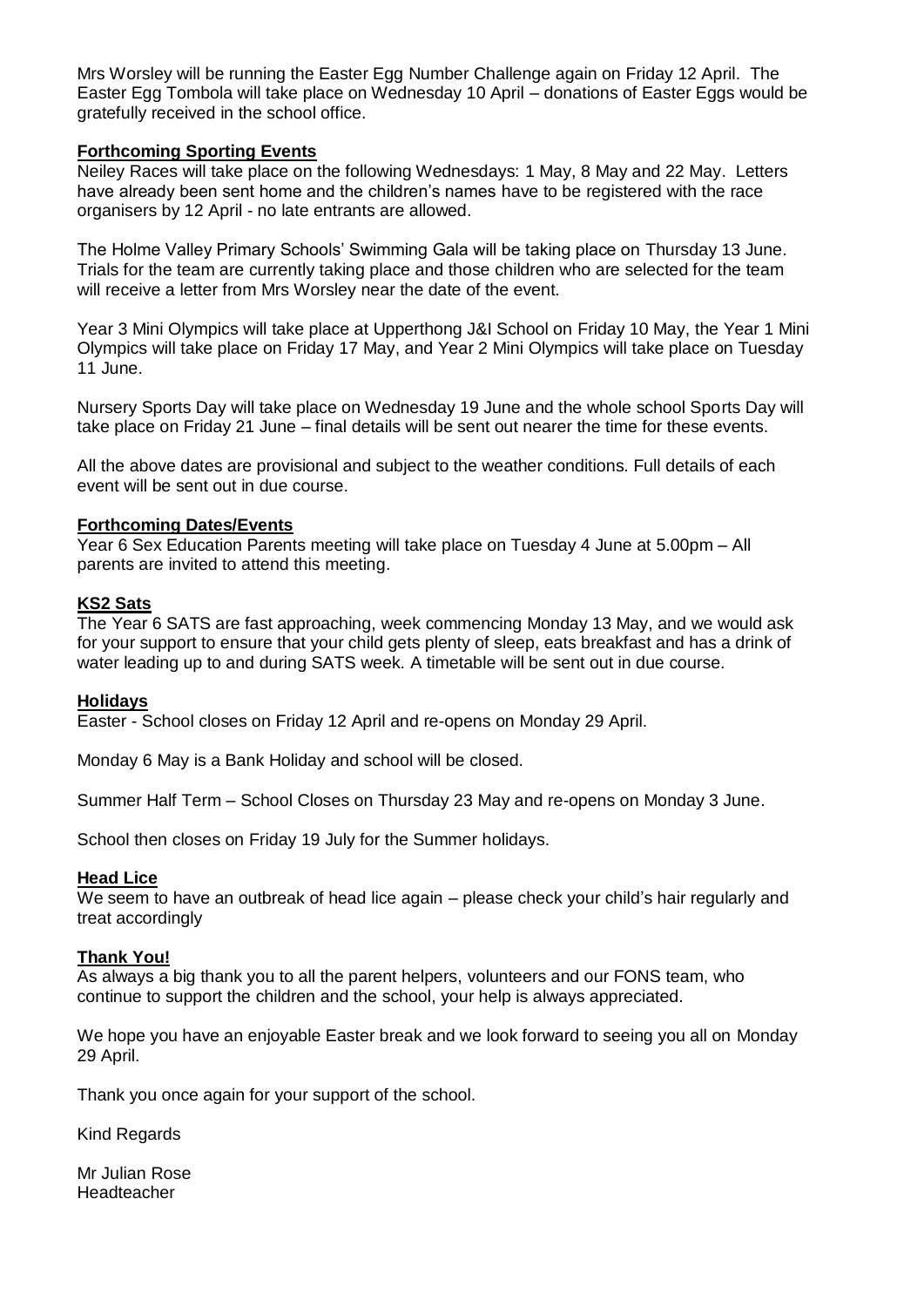Mrs Worsley will be running the Easter Egg Number Challenge again on Friday 12 April. The Easter Egg Tombola will take place on Wednesday 10 April – donations of Easter Eggs would be gratefully received in the school office.

**Forthcoming Sporting Events**

Neiley Races will take place on the following Wednesdays: 1 May, 8 May and 22 May. Letters have already been sent home and the children's names have to be registered with the race organisers by 12 April - no late entrants are allowed.

The Holme Valley Primary Schools' Swimming Gala will be taking place on Thursday 13 June. Trials for the team are currently taking place and those children who are selected for the team will receive a letter from Mrs Worsley near the date of the event.

Year 3 Mini Olympics will take place at Upperthong J&I School on Friday 10 May, the Year 1 Mini Olympics will take place on Friday 17 May, and Year 2 Mini Olympics will take place on Tuesday 11 June.

Nursery Sports Day will take place on Wednesday 19 June and the whole school Sports Day will take place on Friday 21 June – final details will be sent out nearer the time for these events.

All the above dates are provisional and subject to the weather conditions. Full details of each event will be sent out in due course.

**Forthcoming Dates/Events**

Year 6 Sex Education Parents meeting will take place on Tuesday 4 June at 5.00pm – All parents are invited to attend this meeting.

**KS2 Sats**

The Year 6 SATS are fast approaching, week commencing Monday 13 May, and we would ask for your support to ensure that your child gets plenty of sleep, eats breakfast and has a drink of water leading up to and during SATS week. A timetable will be sent out in due course.

**Holidays**

Easter - School closes on Friday 12 April and re-opens on Monday 29 April.

Monday 6 May is a Bank Holiday and school will be closed.

Summer Half Term – School Closes on Thursday 23 May and re-opens on Monday 3 June.

School then closes on Friday 19 July for the Summer holidays.

**Head Lice**

We seem to have an outbreak of head lice again – please check your child's hair regularly and treat accordingly

**Thank You!**

As always a big thank you to all the parent helpers, volunteers and our FONS team, who continue to support the children and the school, your help is always appreciated.

We hope you have an enjoyable Easter break and we look forward to seeing you all on Monday 29 April.

Thank you once again for your support of the school.

Kind Regards

Mr Julian Rose
Headteacher